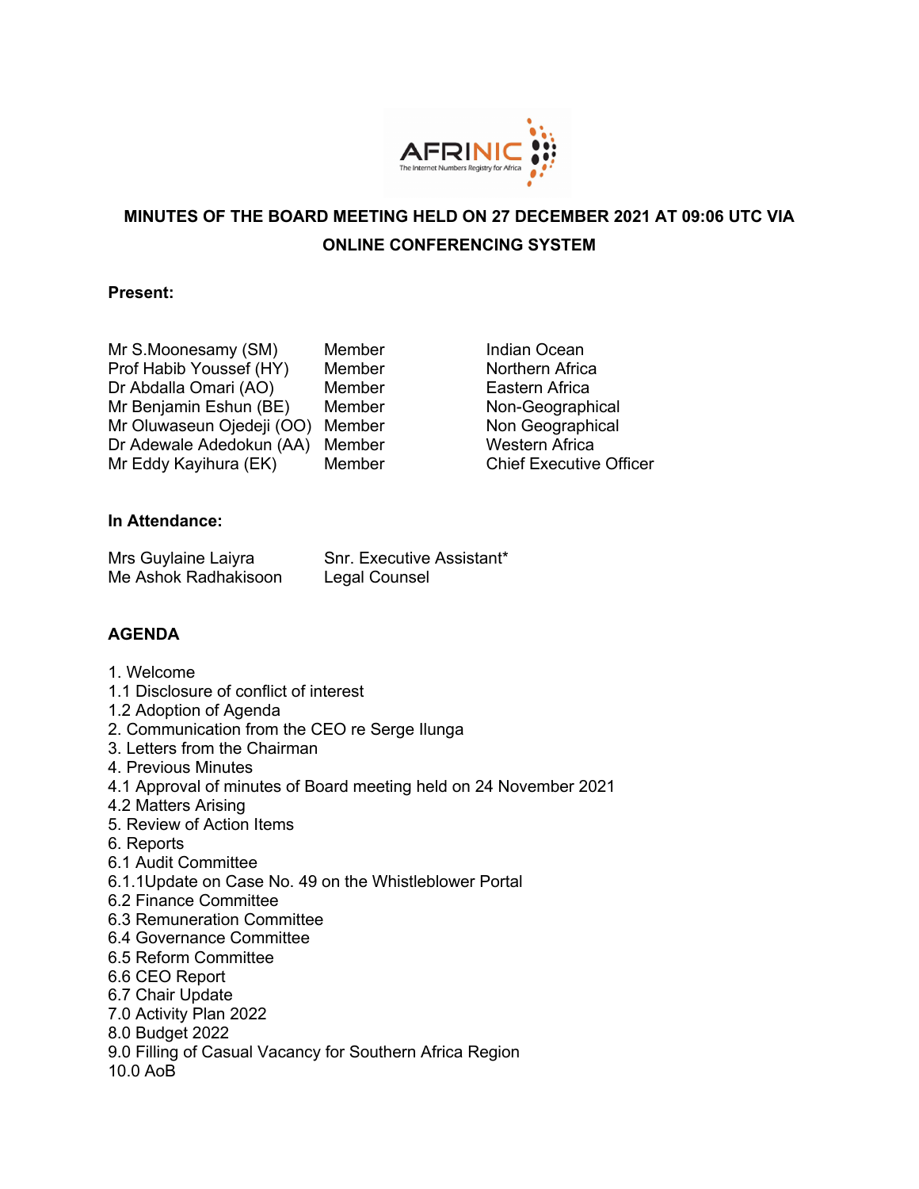**MINUTES OF THE BOARD MEETING HELD ON 27 DECEMBER 2021 AT 09:06 UTC VIA ONLINE CONFERENCING SYSTEM**

**Present:**

| | | |
|---|---|---|
| Mr S.Moonesamy (SM) | Member | Indian Ocean |
| Prof Habib Youssef (HY) | Member | Northern Africa |
| Dr Abdalla Omari (AO) | Member | Eastern Africa |
| Mr Benjamin Eshun (BE) | Member | Non-Geographical |
| Mr Oluwaseun Ojedeji (OO) | Member | Non Geographical |
| Dr Adewale Adedokun (AA) | Member | Western Africa |
| Mr Eddy Kayihura (EK) | Member | Chief Executive Officer |

**In Attendance:**

| | |
|---|---|
| Mrs Guylaine Laiyra | Snr. Executive Assistant* |
| Me Ashok Radhakisoon | Legal Counsel |

**AGENDA**

1. Welcome
1.1 Disclosure of conflict of interest
1.2 Adoption of Agenda
2. Communication from the CEO re Serge Ilunga
3. Letters from the Chairman
4. Previous Minutes
4.1 Approval of minutes of Board meeting held on 24 November 2021
4.2 Matters Arising
5. Review of Action Items
6. Reports
6.1 Audit Committee
6.1.1Update on Case No. 49 on the Whistleblower Portal
6.2 Finance Committee
6.3 Remuneration Committee
6.4 Governance Committee
6.5 Reform Committee
6.6 CEO Report
6.7 Chair Update
7.0 Activity Plan 2022
8.0 Budget 2022
9.0 Filling of Casual Vacancy for Southern Africa Region
10.0 AoB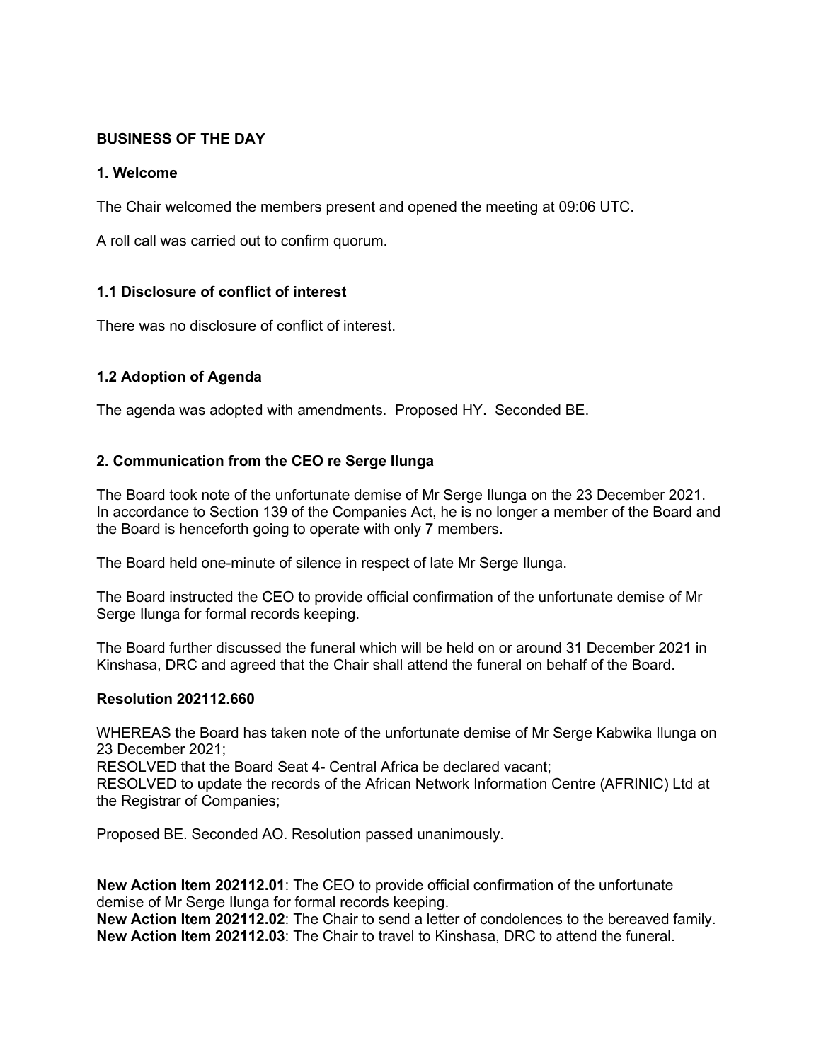## BUSINESS OF THE DAY

### 1. Welcome

The Chair welcomed the members present and opened the meeting at 09:06 UTC.

A roll call was carried out to confirm quorum.

### 1.1 Disclosure of conflict of interest

There was no disclosure of conflict of interest.

### 1.2 Adoption of Agenda

The agenda was adopted with amendments. Proposed HY. Seconded BE.

### 2. Communication from the CEO re Serge Ilunga

The Board took note of the unfortunate demise of Mr Serge Ilunga on the 23 December 2021. In accordance to Section 139 of the Companies Act, he is no longer a member of the Board and the Board is henceforth going to operate with only 7 members.

The Board held one-minute of silence in respect of late Mr Serge Ilunga.

The Board instructed the CEO to provide official confirmation of the unfortunate demise of Mr Serge Ilunga for formal records keeping.

The Board further discussed the funeral which will be held on or around 31 December 2021 in Kinshasa, DRC and agreed that the Chair shall attend the funeral on behalf of the Board.

**Resolution 202112.660**

WHEREAS the Board has taken note of the unfortunate demise of Mr Serge Kabwika Ilunga on 23 December 2021;
RESOLVED that the Board Seat 4- Central Africa be declared vacant;
RESOLVED to update the records of the African Network Information Centre (AFRINIC) Ltd at the Registrar of Companies;

Proposed BE. Seconded AO. Resolution passed unanimously.

**New Action Item 202112.01**: The CEO to provide official confirmation of the unfortunate demise of Mr Serge Ilunga for formal records keeping.
**New Action Item 202112.02**: The Chair to send a letter of condolences to the bereaved family.
**New Action Item 202112.03**: The Chair to travel to Kinshasa, DRC to attend the funeral.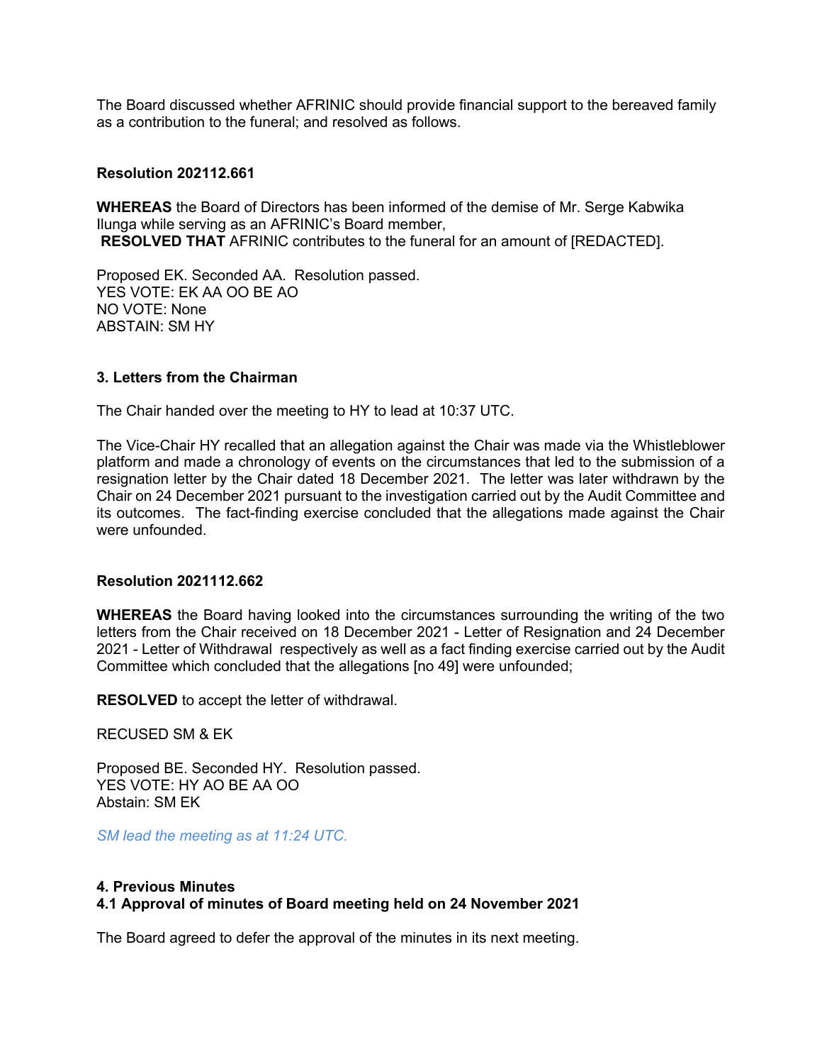The Board discussed whether AFRINIC should provide financial support to the bereaved family as a contribution to the funeral; and resolved as follows.

**Resolution 202112.661**

**WHEREAS** the Board of Directors has been informed of the demise of Mr. Serge Kabwika Ilunga while serving as an AFRINIC's Board member,
**RESOLVED THAT** AFRINIC contributes to the funeral for an amount of [REDACTED].

Proposed EK. Seconded AA. Resolution passed.
YES VOTE: EK AA OO BE AO
NO VOTE: None
ABSTAIN: SM HY

### 3. Letters from the Chairman

The Chair handed over the meeting to HY to lead at 10:37 UTC.

The Vice-Chair HY recalled that an allegation against the Chair was made via the Whistleblower platform and made a chronology of events on the circumstances that led to the submission of a resignation letter by the Chair dated 18 December 2021. The letter was later withdrawn by the Chair on 24 December 2021 pursuant to the investigation carried out by the Audit Committee and its outcomes. The fact-finding exercise concluded that the allegations made against the Chair were unfounded.

**Resolution 2021112.662**

**WHEREAS** the Board having looked into the circumstances surrounding the writing of the two letters from the Chair received on 18 December 2021 - Letter of Resignation and 24 December 2021 - Letter of Withdrawal respectively as well as a fact finding exercise carried out by the Audit Committee which concluded that the allegations [no 49] were unfounded;

**RESOLVED** to accept the letter of withdrawal.

RECUSED SM & EK

Proposed BE. Seconded HY. Resolution passed.
YES VOTE: HY AO BE AA OO
Abstain: SM EK

*SM lead the meeting as at 11:24 UTC.*

### 4. Previous Minutes
#### 4.1 Approval of minutes of Board meeting held on 24 November 2021

The Board agreed to defer the approval of the minutes in its next meeting.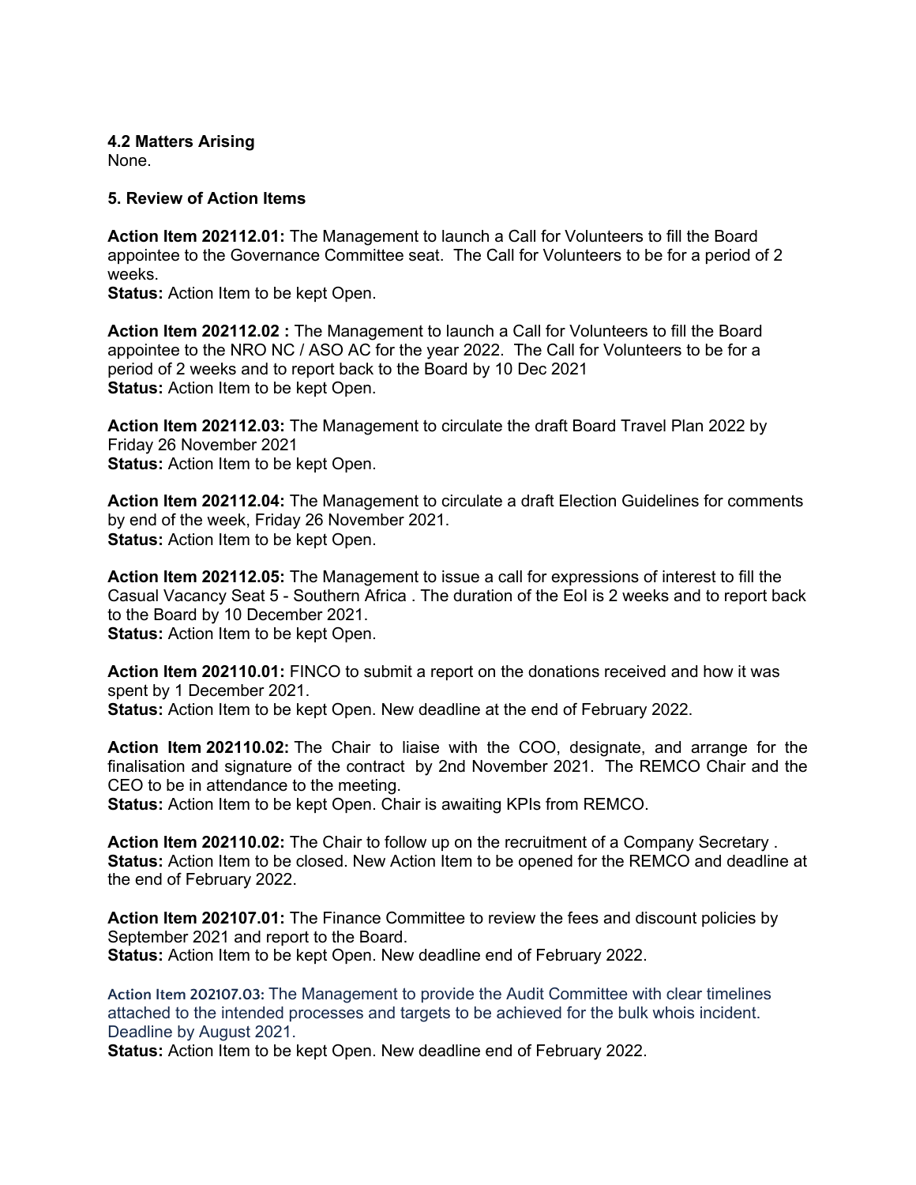**4.2 Matters Arising**
None.

**5. Review of Action Items**

**Action Item 202112.01:** The Management to launch a Call for Volunteers to fill the Board appointee to the Governance Committee seat. The Call for Volunteers to be for a period of 2 weeks.
**Status:** Action Item to be kept Open.

**Action Item 202112.02 :** The Management to launch a Call for Volunteers to fill the Board appointee to the NRO NC / ASO AC for the year 2022. The Call for Volunteers to be for a period of 2 weeks and to report back to the Board by 10 Dec 2021
**Status:** Action Item to be kept Open.

**Action Item 202112.03:** The Management to circulate the draft Board Travel Plan 2022 by Friday 26 November 2021
**Status:** Action Item to be kept Open.

**Action Item 202112.04:** The Management to circulate a draft Election Guidelines for comments by end of the week, Friday 26 November 2021.
**Status:** Action Item to be kept Open.

**Action Item 202112.05:** The Management to issue a call for expressions of interest to fill the Casual Vacancy Seat 5 - Southern Africa . The duration of the EoI is 2 weeks and to report back to the Board by 10 December 2021.
**Status:** Action Item to be kept Open.

**Action Item 202110.01:** FINCO to submit a report on the donations received and how it was spent by 1 December 2021.
**Status:** Action Item to be kept Open. New deadline at the end of February 2022.

**Action Item 202110.02:** The Chair to liaise with the COO, designate, and arrange for the finalisation and signature of the contract by 2nd November 2021. The REMCO Chair and the CEO to be in attendance to the meeting.
**Status:** Action Item to be kept Open. Chair is awaiting KPIs from REMCO.

**Action Item 202110.02:** The Chair to follow up on the recruitment of a Company Secretary .
**Status:** Action Item to be closed. New Action Item to be opened for the REMCO and deadline at the end of February 2022.

**Action Item 202107.01:** The Finance Committee to review the fees and discount policies by September 2021 and report to the Board.
**Status:** Action Item to be kept Open. New deadline end of February 2022.

**Action Item 202107.03:** The Management to provide the Audit Committee with clear timelines attached to the intended processes and targets to be achieved for the bulk whois incident. Deadline by August 2021.
**Status:** Action Item to be kept Open. New deadline end of February 2022.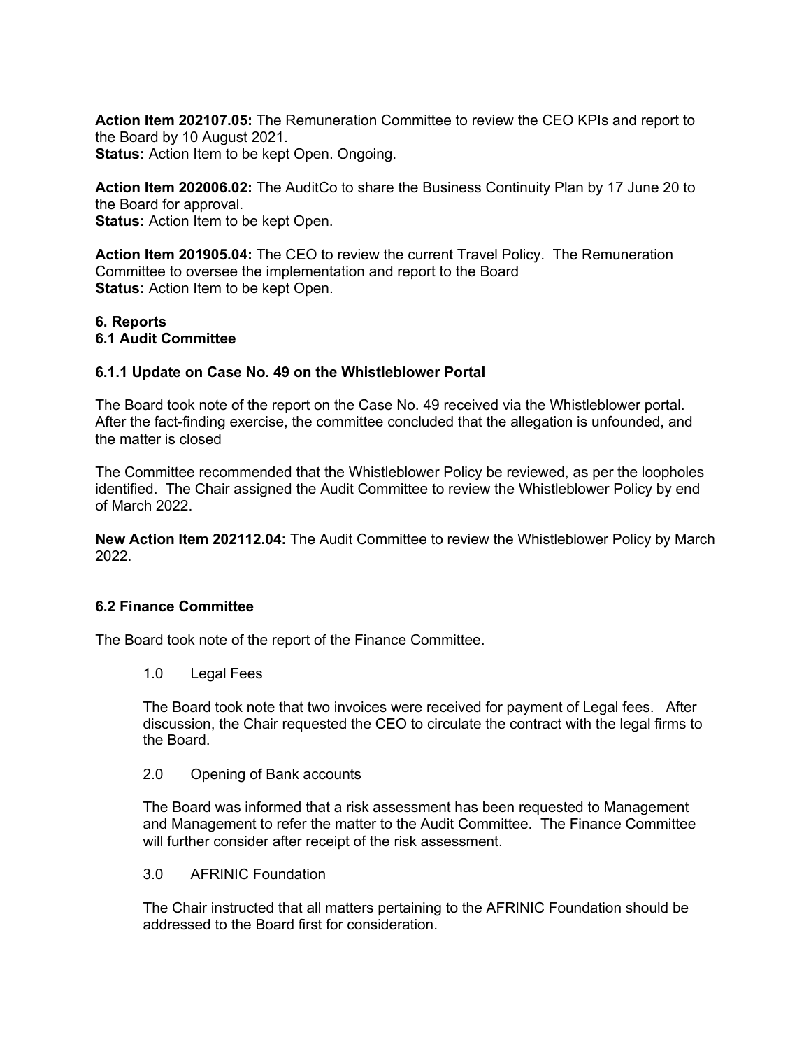**Action Item 202107.05:** The Remuneration Committee to review the CEO KPIs and report to the Board by 10 August 2021.
**Status:** Action Item to be kept Open. Ongoing.

**Action Item 202006.02:** The AuditCo to share the Business Continuity Plan by 17 June 20 to the Board for approval.
**Status:** Action Item to be kept Open.

**Action Item 201905.04:** The CEO to review the current Travel Policy. The Remuneration Committee to oversee the implementation and report to the Board
**Status:** Action Item to be kept Open.

## 6. Reports

### 6.1 Audit Committee

#### 6.1.1 Update on Case No. 49 on the Whistleblower Portal

The Board took note of the report on the Case No. 49 received via the Whistleblower portal. After the fact-finding exercise, the committee concluded that the allegation is unfounded, and the matter is closed

The Committee recommended that the Whistleblower Policy be reviewed, as per the loopholes identified. The Chair assigned the Audit Committee to review the Whistleblower Policy by end of March 2022.

**New Action Item 202112.04:** The Audit Committee to review the Whistleblower Policy by March 2022.

### 6.2 Finance Committee

The Board took note of the report of the Finance Committee.

1.0 Legal Fees

The Board took note that two invoices were received for payment of Legal fees. After discussion, the Chair requested the CEO to circulate the contract with the legal firms to the Board.

2.0 Opening of Bank accounts

The Board was informed that a risk assessment has been requested to Management and Management to refer the matter to the Audit Committee. The Finance Committee will further consider after receipt of the risk assessment.

3.0 AFRINIC Foundation

The Chair instructed that all matters pertaining to the AFRINIC Foundation should be addressed to the Board first for consideration.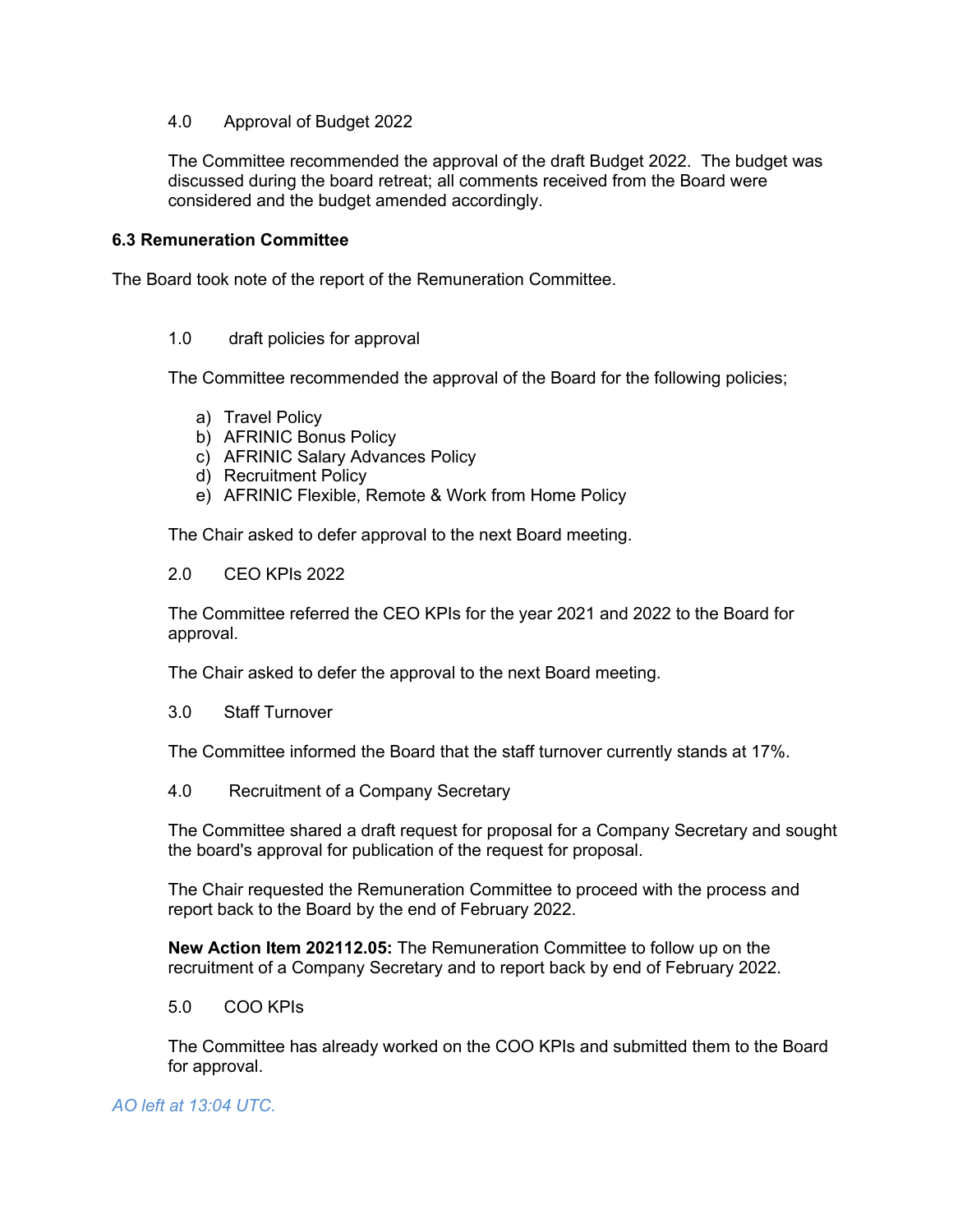4.0 Approval of Budget 2022

The Committee recommended the approval of the draft Budget 2022. The budget was discussed during the board retreat; all comments received from the Board were considered and the budget amended accordingly.

**6.3 Remuneration Committee**

The Board took note of the report of the Remuneration Committee.

1.0 draft policies for approval

The Committee recommended the approval of the Board for the following policies;

a) Travel Policy
b) AFRINIC Bonus Policy
c) AFRINIC Salary Advances Policy
d) Recruitment Policy
e) AFRINIC Flexible, Remote & Work from Home Policy

The Chair asked to defer approval to the next Board meeting.

2.0 CEO KPIs 2022

The Committee referred the CEO KPIs for the year 2021 and 2022 to the Board for approval.

The Chair asked to defer the approval to the next Board meeting.

3.0 Staff Turnover

The Committee informed the Board that the staff turnover currently stands at 17%.

4.0 Recruitment of a Company Secretary

The Committee shared a draft request for proposal for a Company Secretary and sought the board's approval for publication of the request for proposal.

The Chair requested the Remuneration Committee to proceed with the process and report back to the Board by the end of February 2022.

**New Action Item 202112.05:** The Remuneration Committee to follow up on the recruitment of a Company Secretary and to report back by end of February 2022.

5.0 COO KPIs

The Committee has already worked on the COO KPIs and submitted them to the Board for approval.

*AO left at 13:04 UTC.*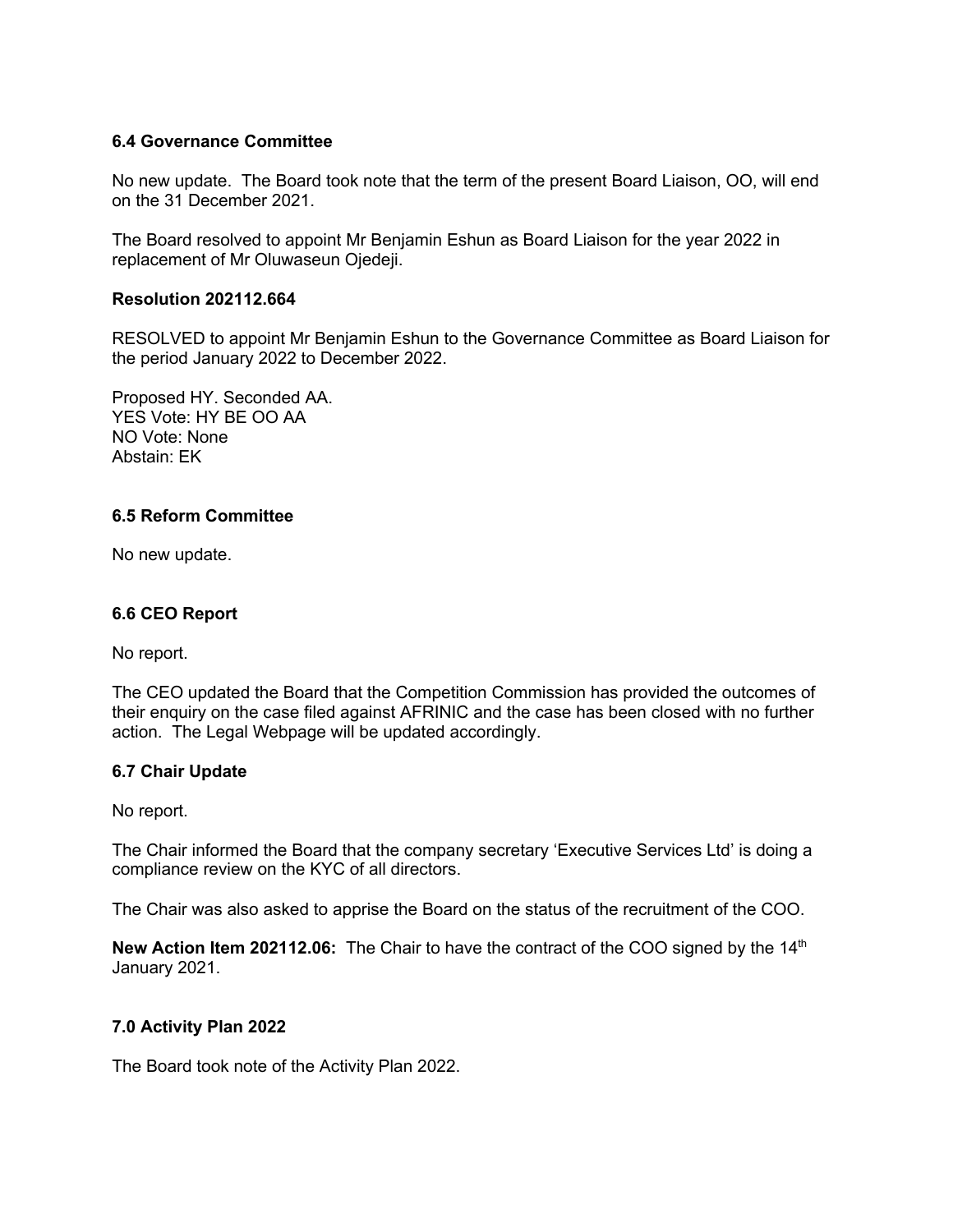### 6.4 Governance Committee

No new update. The Board took note that the term of the present Board Liaison, OO, will end on the 31 December 2021.

The Board resolved to appoint Mr Benjamin Eshun as Board Liaison for the year 2022 in replacement of Mr Oluwaseun Ojedeji.

**Resolution 202112.664**

RESOLVED to appoint Mr Benjamin Eshun to the Governance Committee as Board Liaison for the period January 2022 to December 2022.

Proposed HY. Seconded AA.
YES Vote: HY BE OO AA
NO Vote: None
Abstain: EK

### 6.5 Reform Committee

No new update.

### 6.6 CEO Report

No report.

The CEO updated the Board that the Competition Commission has provided the outcomes of their enquiry on the case filed against AFRINIC and the case has been closed with no further action. The Legal Webpage will be updated accordingly.

### 6.7 Chair Update

No report.

The Chair informed the Board that the company secretary 'Executive Services Ltd' is doing a compliance review on the KYC of all directors.

The Chair was also asked to apprise the Board on the status of the recruitment of the COO.

**New Action Item 202112.06:** The Chair to have the contract of the COO signed by the 14th January 2021.

## 7.0 Activity Plan 2022

The Board took note of the Activity Plan 2022.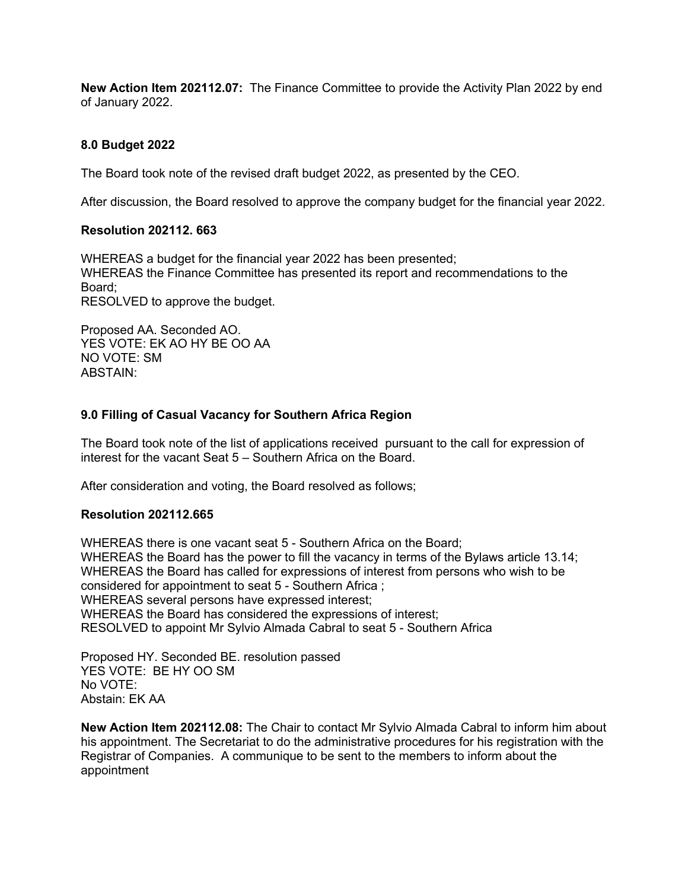**New Action Item 202112.07:** The Finance Committee to provide the Activity Plan 2022 by end of January 2022.

## 8.0 Budget 2022

The Board took note of the revised draft budget 2022, as presented by the CEO.

After discussion, the Board resolved to approve the company budget for the financial year 2022.

### Resolution 202112. 663

WHEREAS a budget for the financial year 2022 has been presented;
WHEREAS the Finance Committee has presented its report and recommendations to the Board;
RESOLVED to approve the budget.

Proposed AA. Seconded AO.
YES VOTE: EK AO HY BE OO AA
NO VOTE: SM
ABSTAIN:

## 9.0 Filling of Casual Vacancy for Southern Africa Region

The Board took note of the list of applications received pursuant to the call for expression of interest for the vacant Seat 5 – Southern Africa on the Board.

After consideration and voting, the Board resolved as follows;

### Resolution 202112.665

WHEREAS there is one vacant seat 5 - Southern Africa on the Board;
WHEREAS the Board has the power to fill the vacancy in terms of the Bylaws article 13.14;
WHEREAS the Board has called for expressions of interest from persons who wish to be considered for appointment to seat 5 - Southern Africa ;
WHEREAS several persons have expressed interest;
WHEREAS the Board has considered the expressions of interest;
RESOLVED to appoint Mr Sylvio Almada Cabral to seat 5 - Southern Africa

Proposed HY. Seconded BE. resolution passed
YES VOTE: BE HY OO SM
No VOTE:
Abstain: EK AA

**New Action Item 202112.08:** The Chair to contact Mr Sylvio Almada Cabral to inform him about his appointment. The Secretariat to do the administrative procedures for his registration with the Registrar of Companies. A communique to be sent to the members to inform about the appointment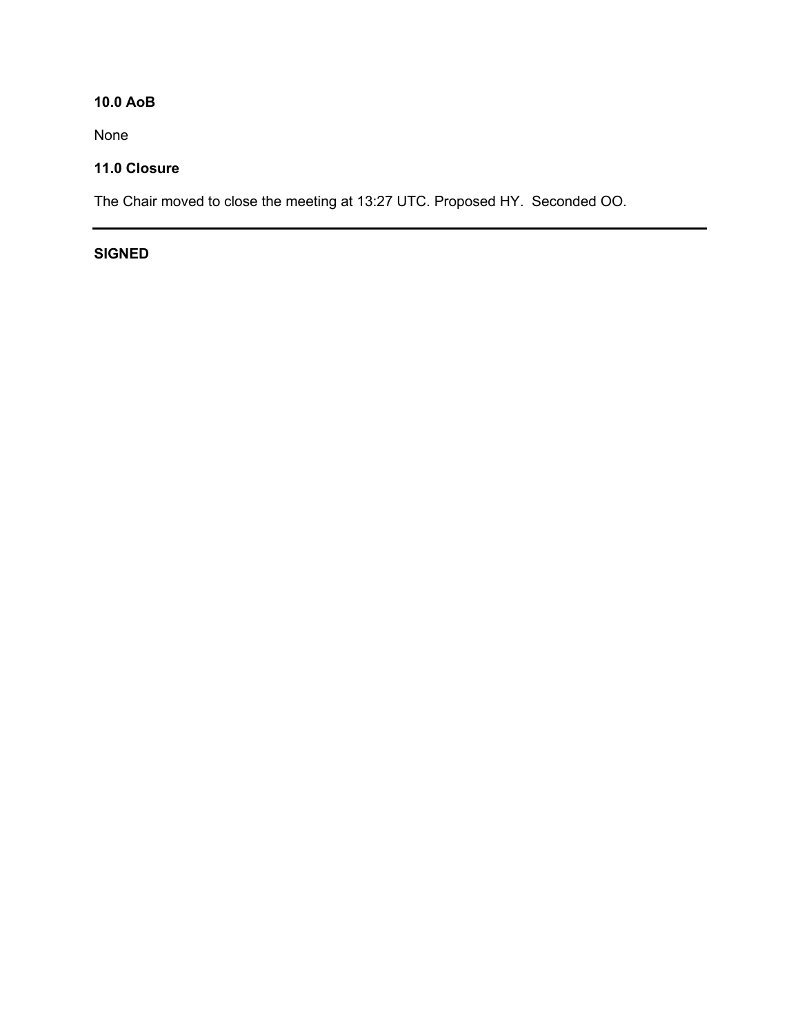**10.0 AoB**

None

**11.0 Closure**

The Chair moved to close the meeting at 13:27 UTC. Proposed HY.  Seconded OO.

---

**SIGNED**